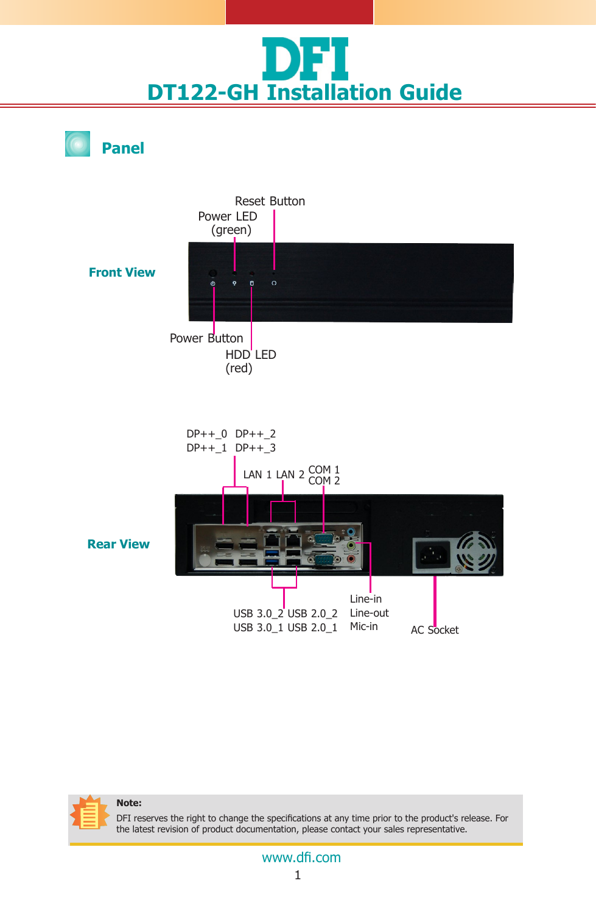# DT122-GH Installation Guide

## Panel

### Front View

Reset Button

Power LED (green)

Power Button

HDD LED (red)

### Rear View

DP++_0 DP++_2
DP++_1 DP++_3

LAN 1 LAN 2

COM 1
COM 2

USB 3.0_2 USB 2.0_2
USB 3.0_1 USB 2.0_1

Line-in
Line-out
Mic-in

AC Socket

**Note:**

DFI reserves the right to change the specifications at any time prior to the product's release. For the latest revision of product documentation, please contact your sales representative.

www.dfi.com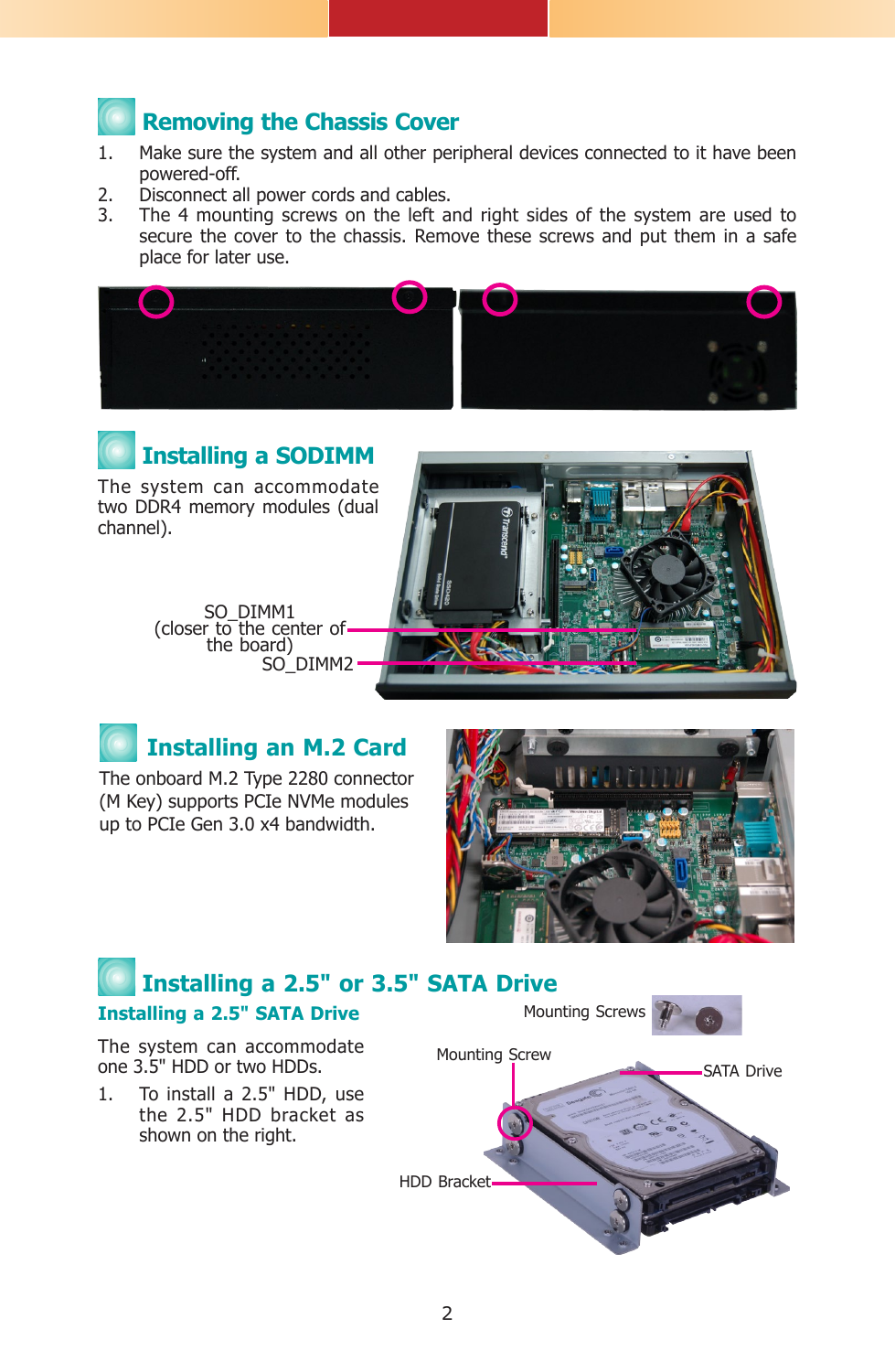## Removing the Chassis Cover

1. Make sure the system and all other peripheral devices connected to it have been powered-off.
2. Disconnect all power cords and cables.
3. The 4 mounting screws on the left and right sides of the system are used to secure the cover to the chassis. Remove these screws and put them in a safe place for later use.

## Installing a SODIMM

The system can accommodate two DDR4 memory modules (dual channel).

SO_DIMM1 (closer to the center of the board)

SO_DIMM2

## Installing an M.2 Card

The onboard M.2 Type 2280 connector (M Key) supports PCIe NVMe modules up to PCIe Gen 3.0 x4 bandwidth.

## Installing a 2.5" or 3.5" SATA Drive

### Installing a 2.5" SATA Drive

The system can accommodate one 3.5" HDD or two HDDs.

1. To install a 2.5" HDD, use the 2.5" HDD bracket as shown on the right.

Mounting Screws

Mounting Screw

SATA Drive

HDD Bracket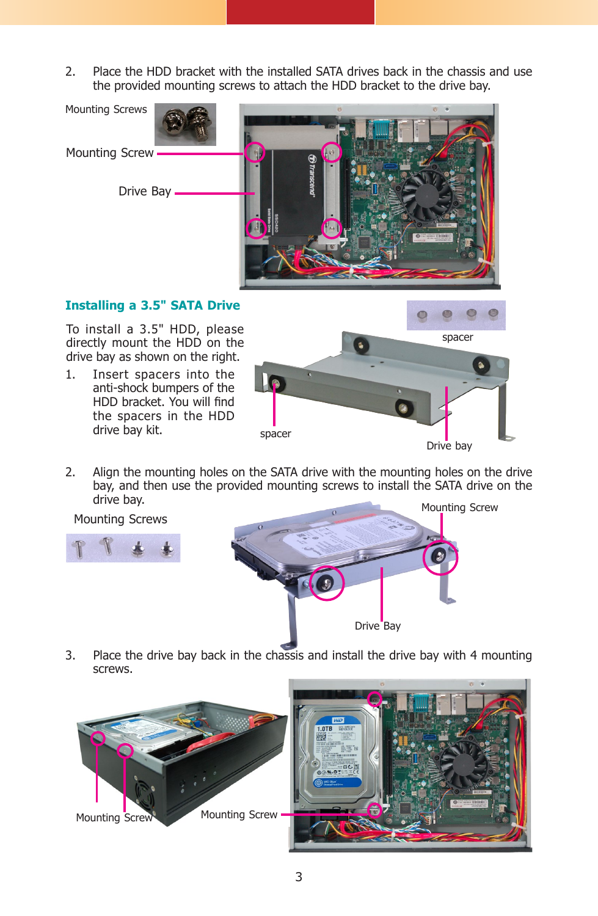2. Place the HDD bracket with the installed SATA drives back in the chassis and use the provided mounting screws to attach the HDD bracket to the drive bay.

Mounting Screws

Mounting Screw

Drive Bay

### Installing a 3.5" SATA Drive

To install a 3.5" HDD, please directly mount the HDD on the drive bay as shown on the right.

1. Insert spacers into the anti-shock bumpers of the HDD bracket. You will find the spacers in the HDD drive bay kit.

spacer

spacer

Drive bay

2. Align the mounting holes on the SATA drive with the mounting holes on the drive bay, and then use the provided mounting screws to install the SATA drive on the drive bay.

Mounting Screws

Mounting Screw

Drive Bay

3. Place the drive bay back in the chassis and install the drive bay with 4 mounting screws.

Mounting Screw

Mounting Screw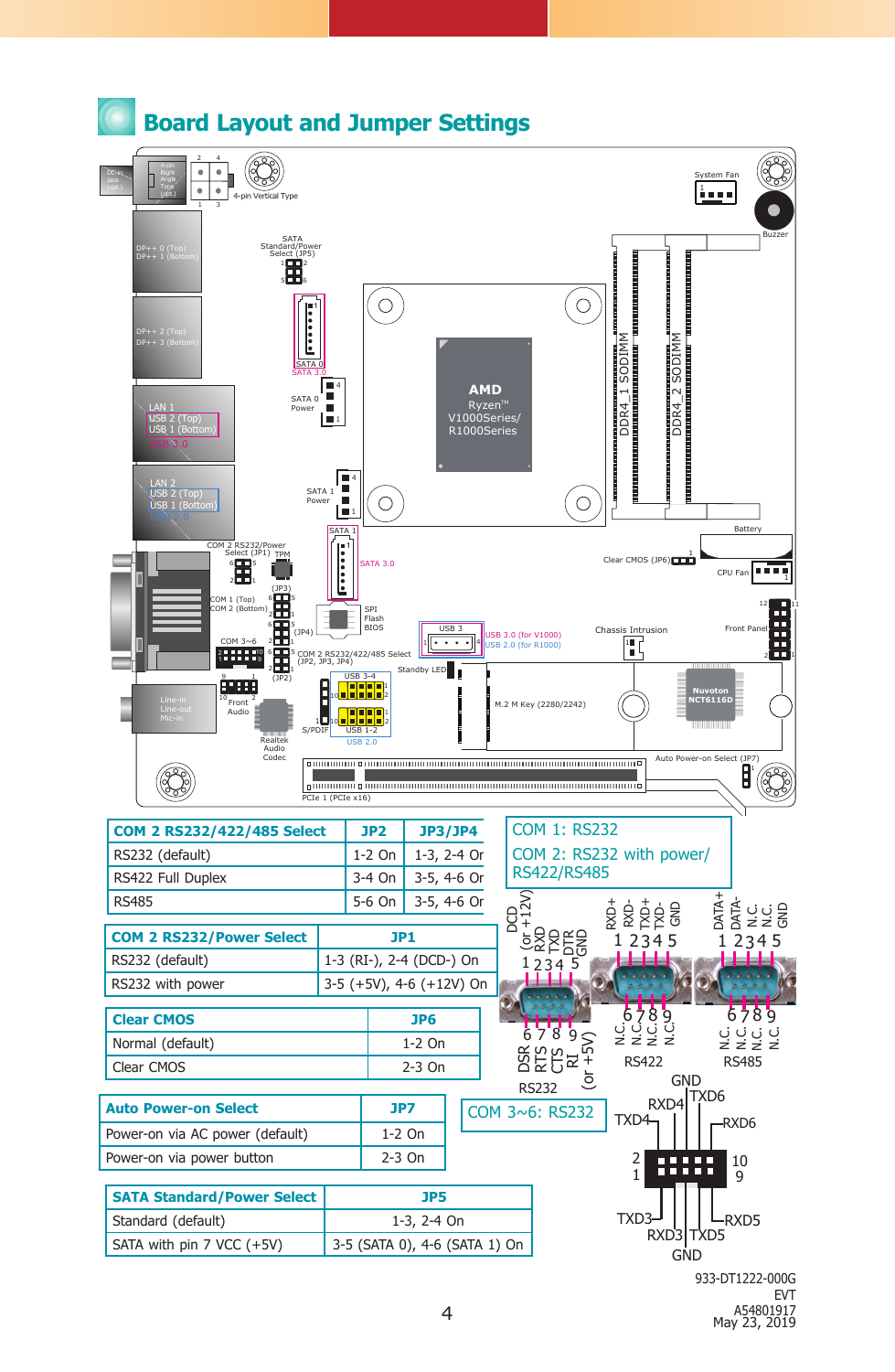## Board Layout and Jumper Settings

DC-in Jack (opt.)
4-pin Right Angle Type (opt.)
4-pin Vertical Type
System Fan
Buzzer
DP++ 0 (Top)
DP++ 1 (Bottom)
DP++ 2 (Top)
DP++ 3 (Bottom)
SATA Standard/Power Select (JP5)
SATA 0
SATA 3.0
SATA 0 Power
AMD Ryzen™ V1000Series/ R1000Series
DDR4_1 SODIMM
DDR4_2 SODIMM
LAN 1
USB 2 (Top)
USB 1 (Bottom)
USB 3.0
LAN 2
USB 2 (Top)
USB 1 (Bottom)
USB 2.0
SATA 1 Power
SATA 1
SATA 3.0
COM 2 RS232/Power Select (JP1)
TPM
COM 1 (Top)
COM 2 (Bottom)
(JP3)
(JP4)
SPI Flash BIOS
COM 3~6
COM 2 RS232/422/485 Select (JP2, JP3, JP4)
(JP2)
USB 3
USB 3.0 (for V1000)
USB 2.0 (for R1000)
Chassis Intrusion
Front Panel
Battery
Clear CMOS (JP6)
CPU Fan
Standby LED
USB 3-4
USB 1-2
USB 2.0
S/PDIF
M.2 M Key (2280/2242)
Nuvoton NCT6116D
Line-in
Line-out
Mic-in
Front Audio
Realtek Audio Codec
Auto Power-on Select (JP7)
PCIe 1 (PCIe x16)

| COM 2 RS232/422/485 Select | JP2 | JP3/JP4 |
|---|---|---|
| RS232 (default) | 1-2 On | 1-3, 2-4 On |
| RS422 Full Duplex | 3-4 On | 3-5, 4-6 On |
| RS485 | 5-6 On | 3-5, 4-6 On |

| COM 2 RS232/Power Select | JP1 |
|---|---|
| RS232 (default) | 1-3 (RI-), 2-4 (DCD-) On |
| RS232 with power | 3-5 (+5V), 4-6 (+12V) On |

| Clear CMOS | JP6 |
|---|---|
| Normal (default) | 1-2 On |
| Clear CMOS | 2-3 On |

| Auto Power-on Select | JP7 |
|---|---|
| Power-on via AC power (default) | 1-2 On |
| Power-on via power button | 2-3 On |

| SATA Standard/Power Select | JP5 |
|---|---|
| Standard (default) | 1-3, 2-4 On |
| SATA with pin 7 VCC (+5V) | 3-5 (SATA 0), 4-6 (SATA 1) On |

COM 1: RS232
COM 2: RS232 with power/ RS422/RS485

RS232: 1 DCD (or +12V), 2 RXD, 3 TXD, 4 DTR, 5 GND, 6 DSR, 7 RTS, 8 CTS, 9 RI (or +5V)

RS422: 1 RXD+, 2 RXD-, 3 TXD+, 4 TXD-, 5 GND, 6 N.C., 7 N.C., 8 N.C., 9 N.C.

RS485: 1 DATA+, 2 DATA-, 3 N.C., 4 N.C., 5 GND, 6 N.C., 7 N.C., 8 N.C., 9 N.C.

COM 3~6: RS232

GND, TXD6, RXD4, TXD4, RXD6, 2, 1, 10, 9, TXD3, RXD5, RXD3, TXD5, GND

933-DT1222-000G
EVT
A54801917
May 23, 2019